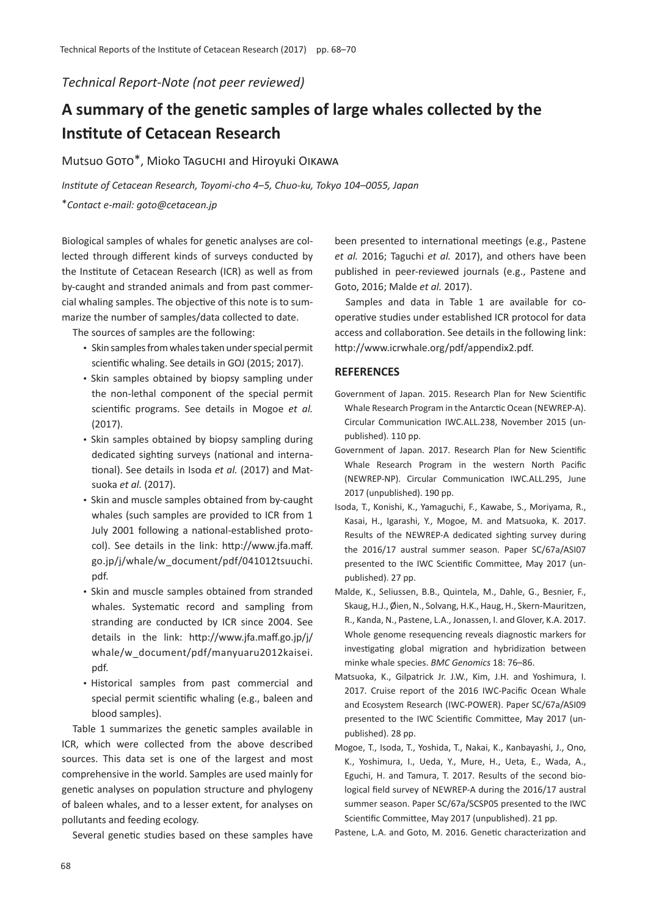*Technical Report-Note (not peer reviewed)*

# A summary of the genetic samples of large whales collected by the Institute of Cetacean Research

Mutsuo Goto*, Mioko Taguchi and Hiroyuki Oikawa

*Institute of Cetacean Research, Toyomi-cho 4–5, Chuo-ku, Tokyo 104–0055, Japan*

**Contact e-mail: goto@cetacean.jp*

Biological samples of whales for genetic analyses are collected through different kinds of surveys conducted by the Institute of Cetacean Research (ICR) as well as from by-caught and stranded animals and from past commercial whaling samples. The objective of this note is to summarize the number of samples/data collected to date.

The sources of samples are the following:

- Skin samples from whales taken under special permit scientific whaling. See details in GOJ (2015; 2017).
- Skin samples obtained by biopsy sampling under the non-lethal component of the special permit scientific programs. See details in Mogoe *et al.* (2017).
- Skin samples obtained by biopsy sampling during dedicated sighting surveys (national and international). See details in Isoda *et al.* (2017) and Matsuoka *et al.* (2017).
- Skin and muscle samples obtained from by-caught whales (such samples are provided to ICR from 1 July 2001 following a national-established protocol). See details in the link: http://www.jfa.maff.go.jp/j/whale/w_document/pdf/041012tsuuchi.pdf.
- Skin and muscle samples obtained from stranded whales. Systematic record and sampling from stranding are conducted by ICR since 2004. See details in the link: http://www.jfa.maff.go.jp/j/whale/w_document/pdf/manyuaru2012kaisei.pdf.
- Historical samples from past commercial and special permit scientific whaling (e.g., baleen and blood samples).

Table 1 summarizes the genetic samples available in ICR, which were collected from the above described sources. This data set is one of the largest and most comprehensive in the world. Samples are used mainly for genetic analyses on population structure and phylogeny of baleen whales, and to a lesser extent, for analyses on pollutants and feeding ecology.

Several genetic studies based on these samples have been presented to international meetings (e.g., Pastene *et al.* 2016; Taguchi *et al.* 2017), and others have been published in peer-reviewed journals (e.g., Pastene and Goto, 2016; Malde *et al.* 2017).

Samples and data in Table 1 are available for co-operative studies under established ICR protocol for data access and collaboration. See details in the following link: http://www.icrwhale.org/pdf/appendix2.pdf.

## REFERENCES

Government of Japan. 2015. Research Plan for New Scientific Whale Research Program in the Antarctic Ocean (NEWREP-A). Circular Communication IWC.ALL.238, November 2015 (unpublished). 110 pp.

Government of Japan. 2017. Research Plan for New Scientific Whale Research Program in the western North Pacific (NEWREP-NP). Circular Communication IWC.ALL.295, June 2017 (unpublished). 190 pp.

Isoda, T., Konishi, K., Yamaguchi, F., Kawabe, S., Moriyama, R., Kasai, H., Igarashi, Y., Mogoe, M. and Matsuoka, K. 2017. Results of the NEWREP-A dedicated sighting survey during the 2016/17 austral summer season. Paper SC/67a/ASI07 presented to the IWC Scientific Committee, May 2017 (unpublished). 27 pp.

Malde, K., Seliussen, B.B., Quintela, M., Dahle, G., Besnier, F., Skaug, H.J., Øien, N., Solvang, H.K., Haug, H., Skern-Mauritzen, R., Kanda, N., Pastene, L.A., Jonassen, I. and Glover, K.A. 2017. Whole genome resequencing reveals diagnostic markers for investigating global migration and hybridization between minke whale species. *BMC Genomics* 18: 76–86.

Matsuoka, K., Gilpatrick Jr. J.W., Kim, J.H. and Yoshimura, I. 2017. Cruise report of the 2016 IWC-Pacific Ocean Whale and Ecosystem Research (IWC-POWER). Paper SC/67a/ASI09 presented to the IWC Scientific Committee, May 2017 (unpublished). 28 pp.

Mogoe, T., Isoda, T., Yoshida, T., Nakai, K., Kanbayashi, J., Ono, K., Yoshimura, I., Ueda, Y., Mure, H., Ueta, E., Wada, A., Eguchi, H. and Tamura, T. 2017. Results of the second biological field survey of NEWREP-A during the 2016/17 austral summer season. Paper SC/67a/SCSP05 presented to the IWC Scientific Committee, May 2017 (unpublished). 21 pp.

Pastene, L.A. and Goto, M. 2016. Genetic characterization and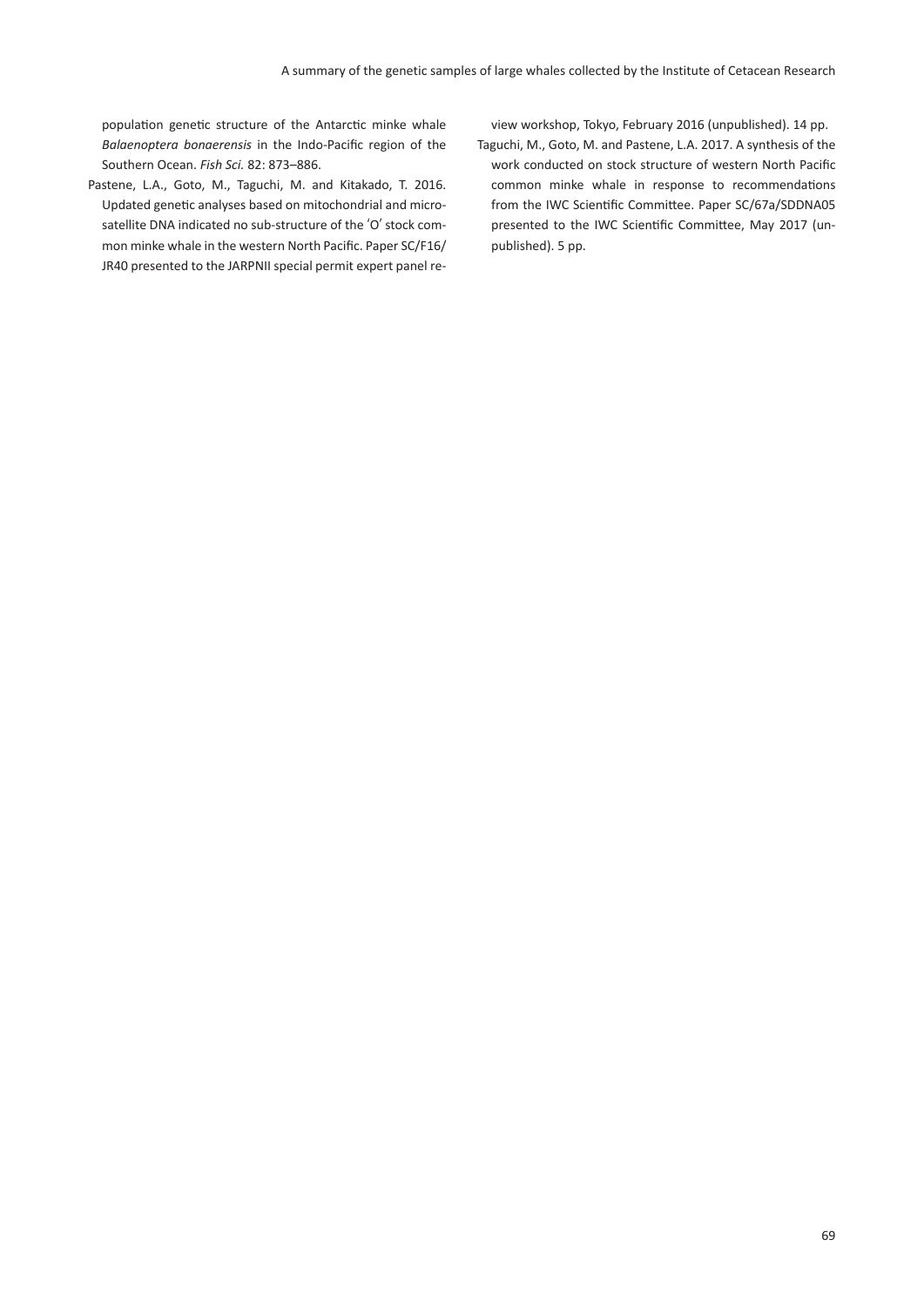population genetic structure of the Antarctic minke whale *Balaenoptera bonaerensis* in the Indo-Pacific region of the Southern Ocean. *Fish Sci.* 82: 873–886.

Pastene, L.A., Goto, M., Taguchi, M. and Kitakado, T. 2016. Updated genetic analyses based on mitochondrial and microsatellite DNA indicated no sub-structure of the 'O' stock common minke whale in the western North Pacific. Paper SC/F16/JR40 presented to the JARPNII special permit expert panel review workshop, Tokyo, February 2016 (unpublished). 14 pp.

Taguchi, M., Goto, M. and Pastene, L.A. 2017. A synthesis of the work conducted on stock structure of western North Pacific common minke whale in response to recommendations from the IWC Scientific Committee. Paper SC/67a/SDDNA05 presented to the IWC Scientific Committee, May 2017 (unpublished). 5 pp.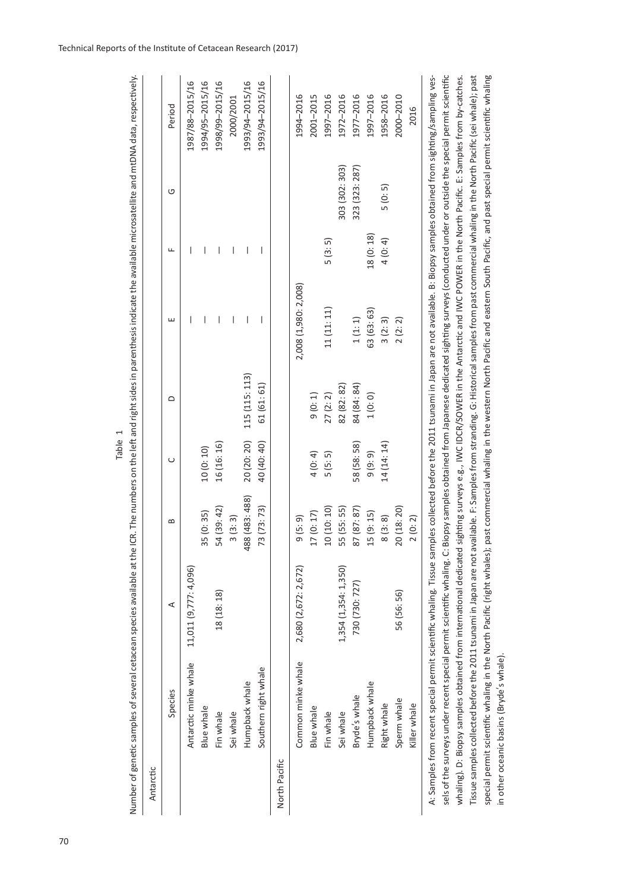Table 1
Number of genetic samples of several cetacean species available at the ICR. The numbers on the left and right sides in parenthesis indicate the available microsatellite and mtDNA data, respectively.

| Species | A | B | C | D | E | F | G | Period |
|---|---|---|---|---|---|---|---|---|
| **Antarctic** | | | | | | | | |
| Antarctic minke whale | 11,011 (9,777: 4,096) | | | | — | — | | 1987/88–2015/16 |
| Blue whale | | 35 (0: 35) | 10 (0: 10) | | — | — | | 1994/95–2015/16 |
| Fin whale | 18 (18: 18) | 54 (39: 42) | 16 (16: 16) | | — | — | | 1998/99–2015/16 |
| Sei whale | | 3 (3: 3) | | | — | — | | 2000/2001 |
| Humpback whale | | 488 (483: 488) | 20 (20: 20) | 115 (115: 113) | — | — | | 1993/94–2015/16 |
| Southern right whale | | 73 (73: 73) | 40 (40: 40) | 61 (61: 61) | — | — | | 1993/94–2015/16 |
| **North Pacific** | | | | | | | | |
| Common minke whale | 2,680 (2,672: 2,672) | 9 (5: 9) | | | 2,008 (1,980: 2,008) | | | 1994–2016 |
| Blue whale | | 17 (0: 17) | 4 (0: 4) | 9 (0: 1) | | | | 2001–2015 |
| Fin whale | | 10 (10: 10) | 5 (5: 5) | 27 (2: 2) | 11 (11: 11) | 5 (3: 5) | | 1997–2016 |
| Sei whale | 1,354 (1,354: 1,350) | 55 (55: 55) | | 82 (82: 82) | | | 303 (302: 303) | 1972–2016 |
| Bryde's whale | 730 (730: 727) | 87 (87: 87) | 58 (58: 58) | 84 (84: 84) | 1 (1: 1) | | 323 (323: 287) | 1977–2016 |
| Humpback whale | | 15 (9: 15) | 9 (9: 9) | 1 (0: 0) | 63 (63: 63) | 18 (0: 18) | | 1997–2016 |
| Right whale | | 8 (3: 8) | 14 (14: 14) | | 3 (2: 3) | 4 (0: 4) | 5 (0: 5) | 1958–2016 |
| Sperm whale | 56 (56: 56) | 20 (18: 20) | | | 2 (2: 2) | | | 2000–2010 |
| Killer whale | | 2 (0: 2) | | | | | | 2016 |

A: Samples from recent special permit scientific whaling. Tissue samples collected before the 2011 tsunami in Japan are not available. B: Biopsy samples obtained from sighting/sampling vessels of the surveys under recent special permit scientific whaling. C: Biopsy samples obtained from Japanese dedicated sighting surveys (conducted under or outside the special permit scientific whaling). D: Biopsy samples obtained from international dedicated sighting surveys e.g., IWC IDCR/SOWER in the Antarctic and IWC POWER in the North Pacific. E: Samples from by-catches. Tissue samples collected before the 2011 tsunami in Japan are not available. F: Samples from stranding. G: Historical samples from past commercial whaling in the North Pacific (sei whale); past special permit scientific whaling in the North Pacific (right whales); past commercial whaling in the western North Pacific and eastern South Pacific, and past special permit scientific whaling in other oceanic basins (Bryde's whale).